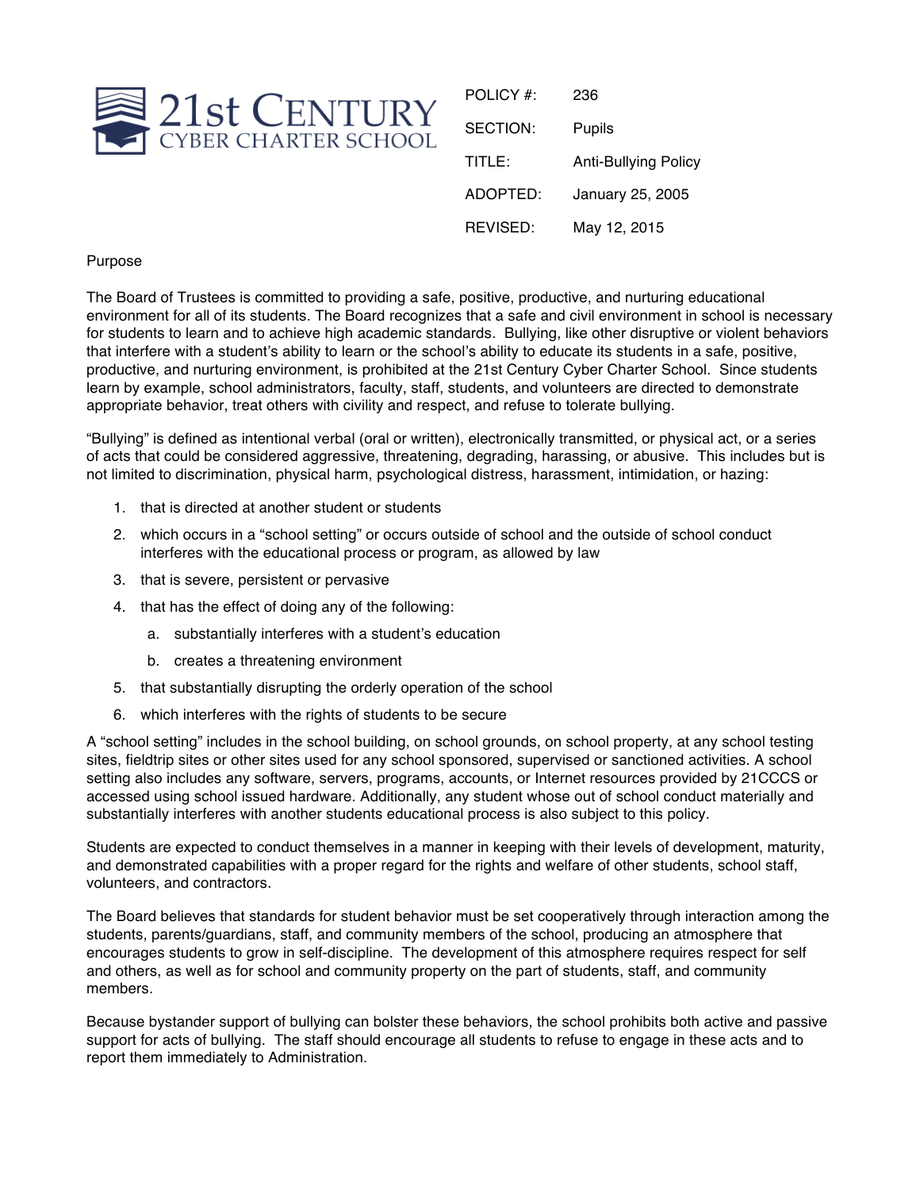**21st CENTURY CYBER CHARTER SCHOOL**

| | |
|---|---|
| POLICY #: | 236 |
| SECTION: | Pupils |
| TITLE: | Anti-Bullying Policy |
| ADOPTED: | January 25, 2005 |
| REVISED: | May 12, 2015 |

Purpose

The Board of Trustees is committed to providing a safe, positive, productive, and nurturing educational environment for all of its students. The Board recognizes that a safe and civil environment in school is necessary for students to learn and to achieve high academic standards. Bullying, like other disruptive or violent behaviors that interfere with a student's ability to learn or the school's ability to educate its students in a safe, positive, productive, and nurturing environment, is prohibited at the 21st Century Cyber Charter School. Since students learn by example, school administrators, faculty, staff, students, and volunteers are directed to demonstrate appropriate behavior, treat others with civility and respect, and refuse to tolerate bullying.

"Bullying" is defined as intentional verbal (oral or written), electronically transmitted, or physical act, or a series of acts that could be considered aggressive, threatening, degrading, harassing, or abusive. This includes but is not limited to discrimination, physical harm, psychological distress, harassment, intimidation, or hazing:

1. that is directed at another student or students
2. which occurs in a "school setting" or occurs outside of school and the outside of school conduct interferes with the educational process or program, as allowed by law
3. that is severe, persistent or pervasive
4. that has the effect of doing any of the following:
   a. substantially interferes with a student's education
   b. creates a threatening environment
5. that substantially disrupting the orderly operation of the school
6. which interferes with the rights of students to be secure

A "school setting" includes in the school building, on school grounds, on school property, at any school testing sites, fieldtrip sites or other sites used for any school sponsored, supervised or sanctioned activities. A school setting also includes any software, servers, programs, accounts, or Internet resources provided by 21CCCS or accessed using school issued hardware. Additionally, any student whose out of school conduct materially and substantially interferes with another students educational process is also subject to this policy.

Students are expected to conduct themselves in a manner in keeping with their levels of development, maturity, and demonstrated capabilities with a proper regard for the rights and welfare of other students, school staff, volunteers, and contractors.

The Board believes that standards for student behavior must be set cooperatively through interaction among the students, parents/guardians, staff, and community members of the school, producing an atmosphere that encourages students to grow in self-discipline. The development of this atmosphere requires respect for self and others, as well as for school and community property on the part of students, staff, and community members.

Because bystander support of bullying can bolster these behaviors, the school prohibits both active and passive support for acts of bullying. The staff should encourage all students to refuse to engage in these acts and to report them immediately to Administration.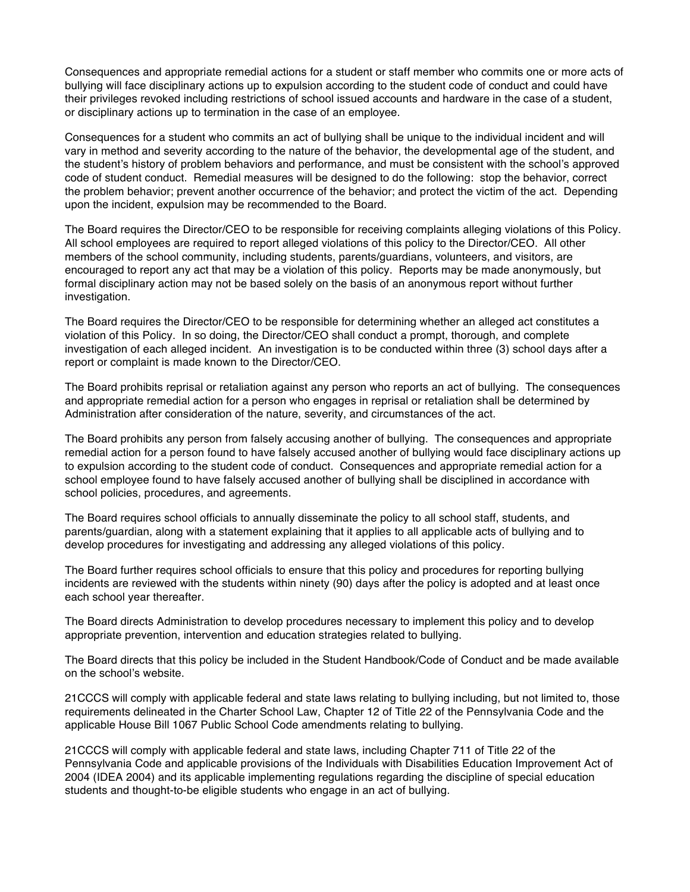Consequences and appropriate remedial actions for a student or staff member who commits one or more acts of bullying will face disciplinary actions up to expulsion according to the student code of conduct and could have their privileges revoked including restrictions of school issued accounts and hardware in the case of a student, or disciplinary actions up to termination in the case of an employee.

Consequences for a student who commits an act of bullying shall be unique to the individual incident and will vary in method and severity according to the nature of the behavior, the developmental age of the student, and the student's history of problem behaviors and performance, and must be consistent with the school's approved code of student conduct. Remedial measures will be designed to do the following: stop the behavior, correct the problem behavior; prevent another occurrence of the behavior; and protect the victim of the act. Depending upon the incident, expulsion may be recommended to the Board.

The Board requires the Director/CEO to be responsible for receiving complaints alleging violations of this Policy. All school employees are required to report alleged violations of this policy to the Director/CEO. All other members of the school community, including students, parents/guardians, volunteers, and visitors, are encouraged to report any act that may be a violation of this policy. Reports may be made anonymously, but formal disciplinary action may not be based solely on the basis of an anonymous report without further investigation.

The Board requires the Director/CEO to be responsible for determining whether an alleged act constitutes a violation of this Policy. In so doing, the Director/CEO shall conduct a prompt, thorough, and complete investigation of each alleged incident. An investigation is to be conducted within three (3) school days after a report or complaint is made known to the Director/CEO.

The Board prohibits reprisal or retaliation against any person who reports an act of bullying. The consequences and appropriate remedial action for a person who engages in reprisal or retaliation shall be determined by Administration after consideration of the nature, severity, and circumstances of the act.

The Board prohibits any person from falsely accusing another of bullying. The consequences and appropriate remedial action for a person found to have falsely accused another of bullying would face disciplinary actions up to expulsion according to the student code of conduct. Consequences and appropriate remedial action for a school employee found to have falsely accused another of bullying shall be disciplined in accordance with school policies, procedures, and agreements.

The Board requires school officials to annually disseminate the policy to all school staff, students, and parents/guardian, along with a statement explaining that it applies to all applicable acts of bullying and to develop procedures for investigating and addressing any alleged violations of this policy.

The Board further requires school officials to ensure that this policy and procedures for reporting bullying incidents are reviewed with the students within ninety (90) days after the policy is adopted and at least once each school year thereafter.

The Board directs Administration to develop procedures necessary to implement this policy and to develop appropriate prevention, intervention and education strategies related to bullying.

The Board directs that this policy be included in the Student Handbook/Code of Conduct and be made available on the school's website.

21CCCS will comply with applicable federal and state laws relating to bullying including, but not limited to, those requirements delineated in the Charter School Law, Chapter 12 of Title 22 of the Pennsylvania Code and the applicable House Bill 1067 Public School Code amendments relating to bullying.

21CCCS will comply with applicable federal and state laws, including Chapter 711 of Title 22 of the Pennsylvania Code and applicable provisions of the Individuals with Disabilities Education Improvement Act of 2004 (IDEA 2004) and its applicable implementing regulations regarding the discipline of special education students and thought-to-be eligible students who engage in an act of bullying.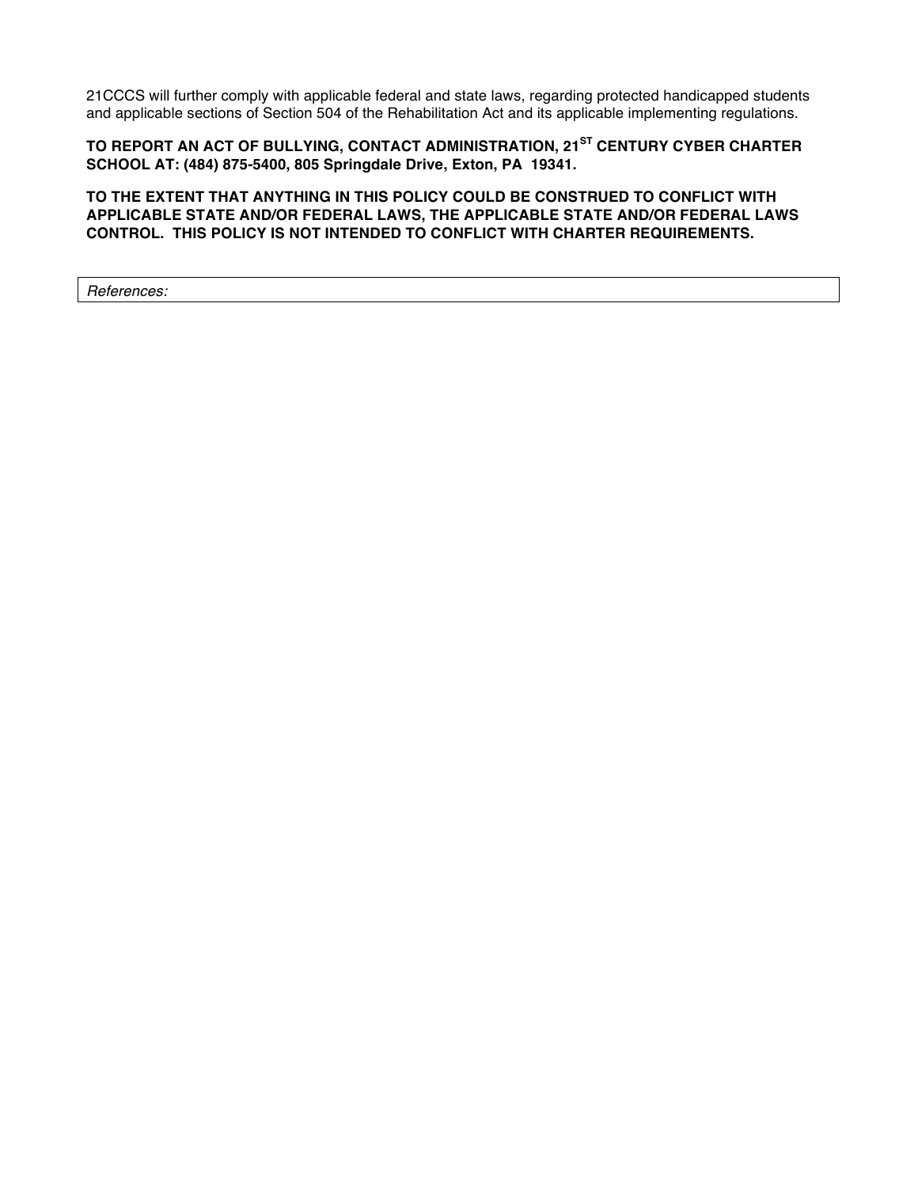21CCCS will further comply with applicable federal and state laws, regarding protected handicapped students and applicable sections of Section 504 of the Rehabilitation Act and its applicable implementing regulations.

**TO REPORT AN ACT OF BULLYING, CONTACT ADMINISTRATION, 21ST CENTURY CYBER CHARTER SCHOOL AT: (484) 875-5400, 805 Springdale Drive, Exton, PA 19341.**

**TO THE EXTENT THAT ANYTHING IN THIS POLICY COULD BE CONSTRUED TO CONFLICT WITH APPLICABLE STATE AND/OR FEDERAL LAWS, THE APPLICABLE STATE AND/OR FEDERAL LAWS CONTROL. THIS POLICY IS NOT INTENDED TO CONFLICT WITH CHARTER REQUIREMENTS.**

| |
|---|
| *References:* |